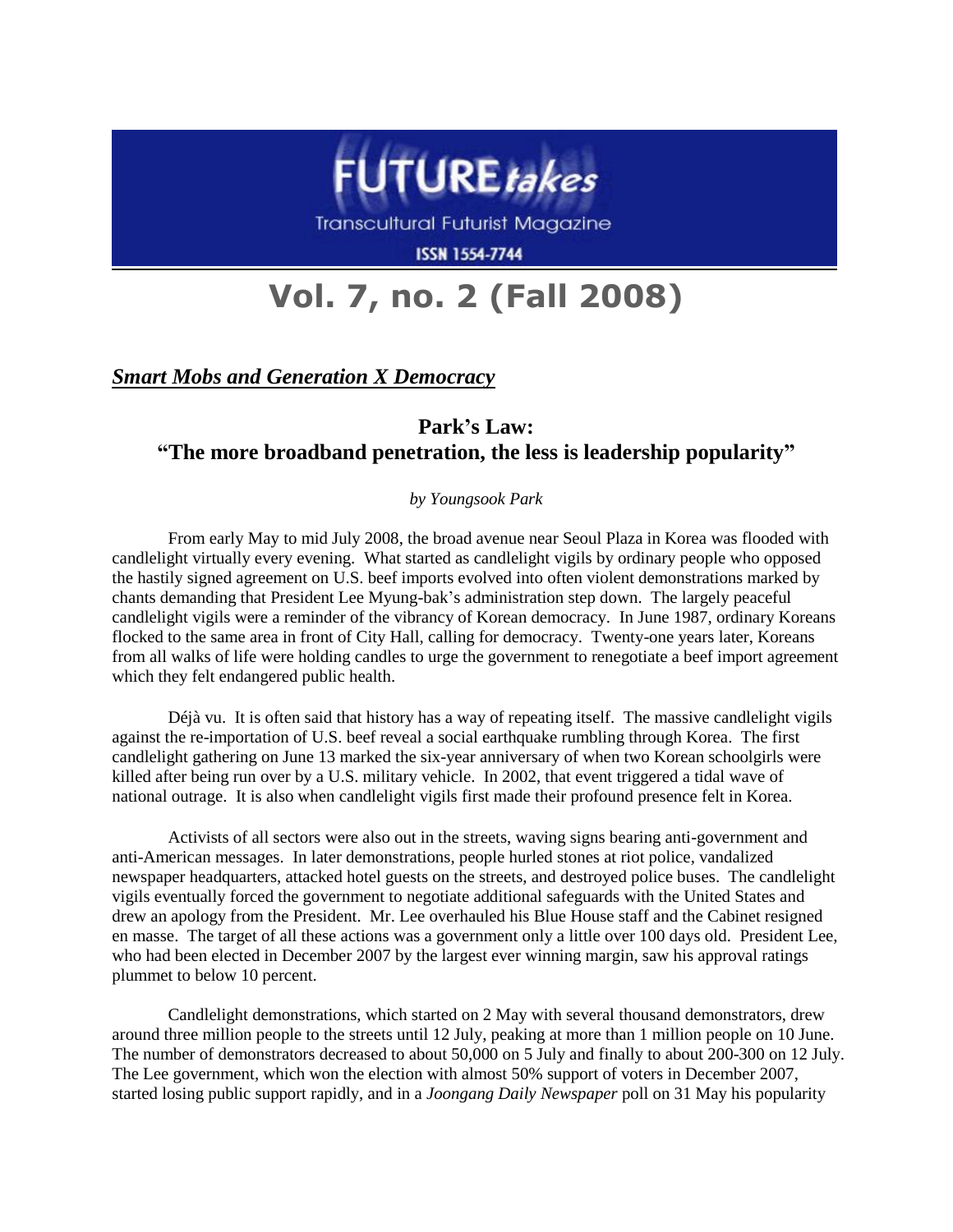# FUTURE*takes*

Transcultural Futurist Magazine

ISSN 1554-7744

# Vol. 7, no. 2 (Fall 2008)

***Smart Mobs and Generation X Democracy***

## Park's Law: "The more broadband penetration, the less is leadership popularity"

*by Youngsook Park*

From early May to mid July 2008, the broad avenue near Seoul Plaza in Korea was flooded with candlelight virtually every evening. What started as candlelight vigils by ordinary people who opposed the hastily signed agreement on U.S. beef imports evolved into often violent demonstrations marked by chants demanding that President Lee Myung-bak's administration step down. The largely peaceful candlelight vigils were a reminder of the vibrancy of Korean democracy. In June 1987, ordinary Koreans flocked to the same area in front of City Hall, calling for democracy. Twenty-one years later, Koreans from all walks of life were holding candles to urge the government to renegotiate a beef import agreement which they felt endangered public health.

Déjà vu. It is often said that history has a way of repeating itself. The massive candlelight vigils against the re-importation of U.S. beef reveal a social earthquake rumbling through Korea. The first candlelight gathering on June 13 marked the six-year anniversary of when two Korean schoolgirls were killed after being run over by a U.S. military vehicle. In 2002, that event triggered a tidal wave of national outrage. It is also when candlelight vigils first made their profound presence felt in Korea.

Activists of all sectors were also out in the streets, waving signs bearing anti-government and anti-American messages. In later demonstrations, people hurled stones at riot police, vandalized newspaper headquarters, attacked hotel guests on the streets, and destroyed police buses. The candlelight vigils eventually forced the government to negotiate additional safeguards with the United States and drew an apology from the President. Mr. Lee overhauled his Blue House staff and the Cabinet resigned en masse. The target of all these actions was a government only a little over 100 days old. President Lee, who had been elected in December 2007 by the largest ever winning margin, saw his approval ratings plummet to below 10 percent.

Candlelight demonstrations, which started on 2 May with several thousand demonstrators, drew around three million people to the streets until 12 July, peaking at more than 1 million people on 10 June. The number of demonstrators decreased to about 50,000 on 5 July and finally to about 200-300 on 12 July. The Lee government, which won the election with almost 50% support of voters in December 2007, started losing public support rapidly, and in a *Joongang Daily Newspaper* poll on 31 May his popularity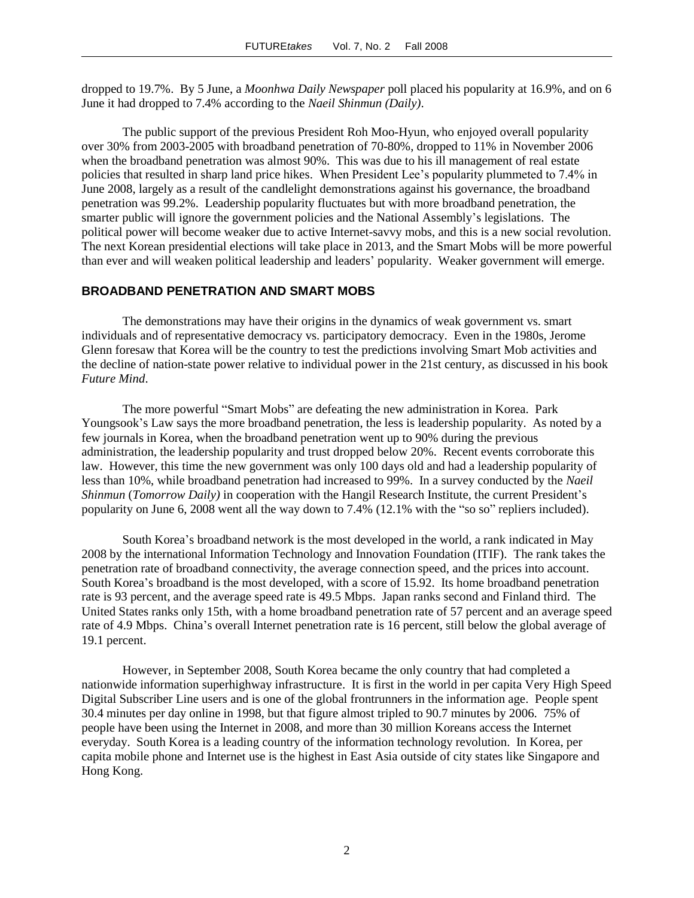dropped to 19.7%. By 5 June, a *Moonhwa Daily Newspaper* poll placed his popularity at 16.9%, and on 6 June it had dropped to 7.4% according to the *Naeil Shinmun (Daily)*.

The public support of the previous President Roh Moo-Hyun, who enjoyed overall popularity over 30% from 2003-2005 with broadband penetration of 70-80%, dropped to 11% in November 2006 when the broadband penetration was almost 90%. This was due to his ill management of real estate policies that resulted in sharp land price hikes. When President Lee's popularity plummeted to 7.4% in June 2008, largely as a result of the candlelight demonstrations against his governance, the broadband penetration was 99.2%. Leadership popularity fluctuates but with more broadband penetration, the smarter public will ignore the government policies and the National Assembly's legislations. The political power will become weaker due to active Internet-savvy mobs, and this is a new social revolution. The next Korean presidential elections will take place in 2013, and the Smart Mobs will be more powerful than ever and will weaken political leadership and leaders' popularity. Weaker government will emerge.

## BROADBAND PENETRATION AND SMART MOBS

The demonstrations may have their origins in the dynamics of weak government vs. smart individuals and of representative democracy vs. participatory democracy. Even in the 1980s, Jerome Glenn foresaw that Korea will be the country to test the predictions involving Smart Mob activities and the decline of nation-state power relative to individual power in the 21st century, as discussed in his book *Future Mind*.

The more powerful "Smart Mobs" are defeating the new administration in Korea. Park Youngsook's Law says the more broadband penetration, the less is leadership popularity. As noted by a few journals in Korea, when the broadband penetration went up to 90% during the previous administration, the leadership popularity and trust dropped below 20%. Recent events corroborate this law. However, this time the new government was only 100 days old and had a leadership popularity of less than 10%, while broadband penetration had increased to 99%. In a survey conducted by the *Naeil Shinmun* (*Tomorrow Daily)* in cooperation with the Hangil Research Institute, the current President's popularity on June 6, 2008 went all the way down to 7.4% (12.1% with the "so so" repliers included).

South Korea's broadband network is the most developed in the world, a rank indicated in May 2008 by the international Information Technology and Innovation Foundation (ITIF). The rank takes the penetration rate of broadband connectivity, the average connection speed, and the prices into account. South Korea's broadband is the most developed, with a score of 15.92. Its home broadband penetration rate is 93 percent, and the average speed rate is 49.5 Mbps. Japan ranks second and Finland third. The United States ranks only 15th, with a home broadband penetration rate of 57 percent and an average speed rate of 4.9 Mbps. China's overall Internet penetration rate is 16 percent, still below the global average of 19.1 percent.

However, in September 2008, South Korea became the only country that had completed a nationwide information superhighway infrastructure. It is first in the world in per capita Very High Speed Digital Subscriber Line users and is one of the global frontrunners in the information age. People spent 30.4 minutes per day online in 1998, but that figure almost tripled to 90.7 minutes by 2006. 75% of people have been using the Internet in 2008, and more than 30 million Koreans access the Internet everyday. South Korea is a leading country of the information technology revolution. In Korea, per capita mobile phone and Internet use is the highest in East Asia outside of city states like Singapore and Hong Kong.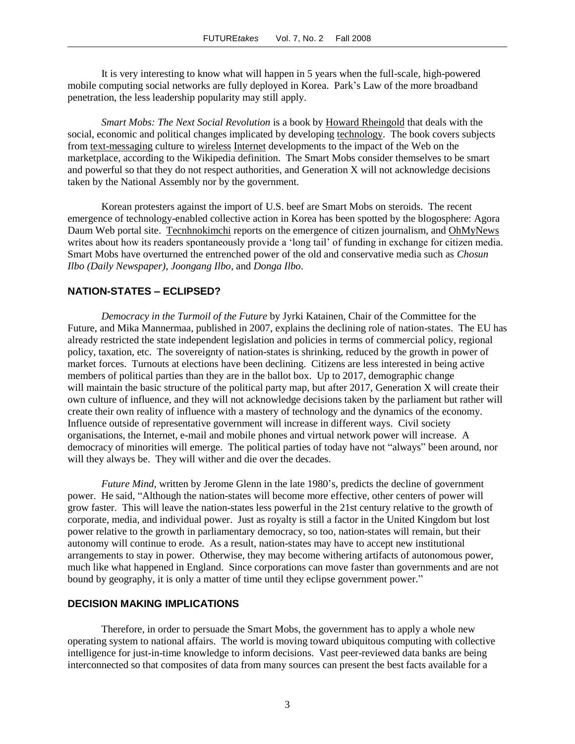It is very interesting to know what will happen in 5 years when the full-scale, high-powered mobile computing social networks are fully deployed in Korea. Park's Law of the more broadband penetration, the less leadership popularity may still apply.

*Smart Mobs: The Next Social Revolution* is a book by Howard Rheingold that deals with the social, economic and political changes implicated by developing technology. The book covers subjects from text-messaging culture to wireless Internet developments to the impact of the Web on the marketplace, according to the Wikipedia definition. The Smart Mobs consider themselves to be smart and powerful so that they do not respect authorities, and Generation X will not acknowledge decisions taken by the National Assembly nor by the government.

Korean protesters against the import of U.S. beef are Smart Mobs on steroids. The recent emergence of technology-enabled collective action in Korea has been spotted by the blogosphere: Agora Daum Web portal site. Tecnhnokimchi reports on the emergence of citizen journalism, and OhMyNews writes about how its readers spontaneously provide a 'long tail' of funding in exchange for citizen media. Smart Mobs have overturned the entrenched power of the old and conservative media such as *Chosun Ilbo (Daily Newspaper)*, *Joongang Ilbo*, and *Donga Ilbo*.

## NATION-STATES – ECLIPSED?

*Democracy in the Turmoil of the Future* by Jyrki Katainen, Chair of the Committee for the Future, and Mika Mannermaa, published in 2007, explains the declining role of nation-states. The EU has already restricted the state independent legislation and policies in terms of commercial policy, regional policy, taxation, etc. The sovereignty of nation-states is shrinking, reduced by the growth in power of market forces. Turnouts at elections have been declining. Citizens are less interested in being active members of political parties than they are in the ballot box. Up to 2017, demographic change will maintain the basic structure of the political party map, but after 2017, Generation X will create their own culture of influence, and they will not acknowledge decisions taken by the parliament but rather will create their own reality of influence with a mastery of technology and the dynamics of the economy. Influence outside of representative government will increase in different ways. Civil society organisations, the Internet, e-mail and mobile phones and virtual network power will increase. A democracy of minorities will emerge. The political parties of today have not "always" been around, nor will they always be. They will wither and die over the decades.

*Future Mind*, written by Jerome Glenn in the late 1980's, predicts the decline of government power. He said, "Although the nation-states will become more effective, other centers of power will grow faster. This will leave the nation-states less powerful in the 21st century relative to the growth of corporate, media, and individual power. Just as royalty is still a factor in the United Kingdom but lost power relative to the growth in parliamentary democracy, so too, nation-states will remain, but their autonomy will continue to erode. As a result, nation-states may have to accept new institutional arrangements to stay in power. Otherwise, they may become withering artifacts of autonomous power, much like what happened in England. Since corporations can move faster than governments and are not bound by geography, it is only a matter of time until they eclipse government power."

## DECISION MAKING IMPLICATIONS

Therefore, in order to persuade the Smart Mobs, the government has to apply a whole new operating system to national affairs. The world is moving toward ubiquitous computing with collective intelligence for just-in-time knowledge to inform decisions. Vast peer-reviewed data banks are being interconnected so that composites of data from many sources can present the best facts available for a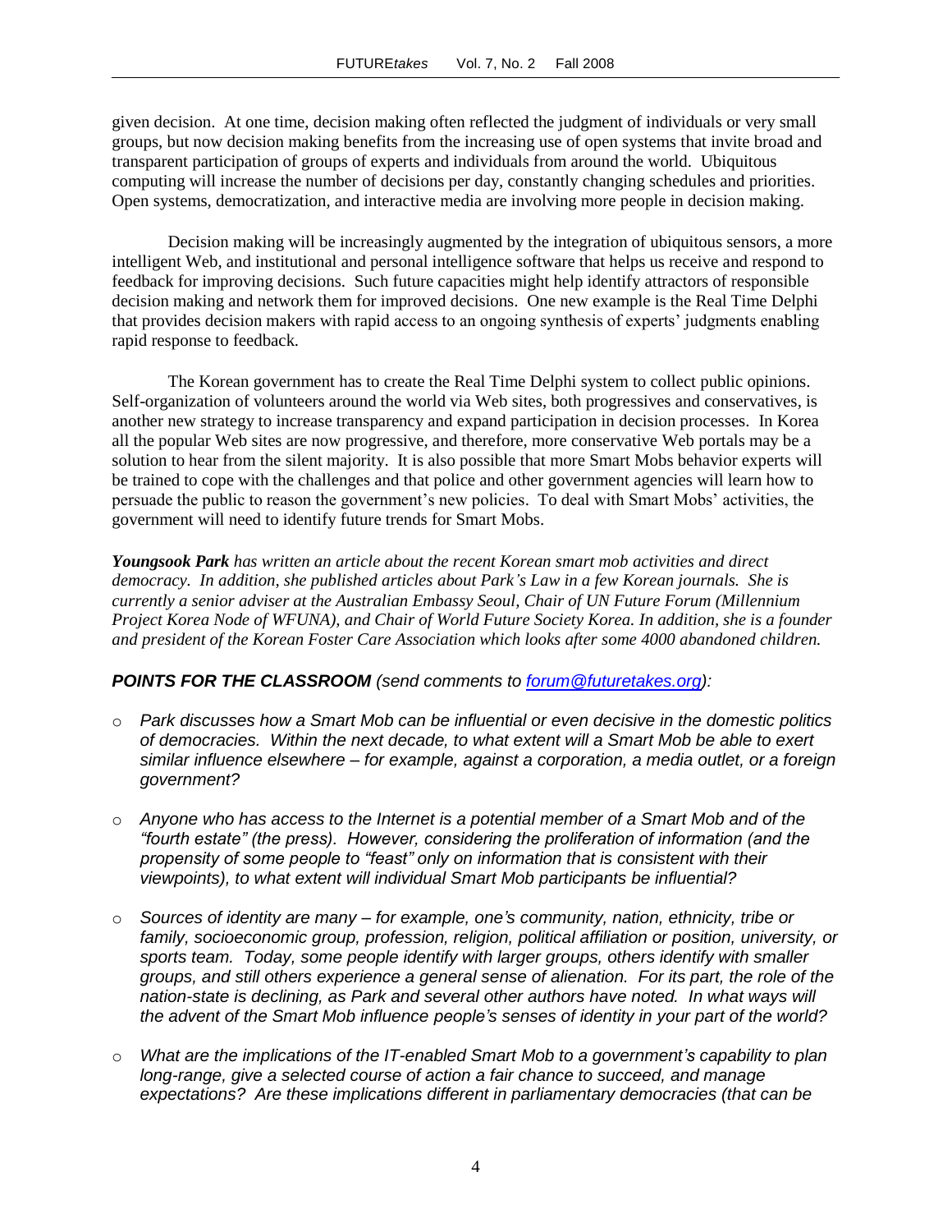given decision. At one time, decision making often reflected the judgment of individuals or very small groups, but now decision making benefits from the increasing use of open systems that invite broad and transparent participation of groups of experts and individuals from around the world. Ubiquitous computing will increase the number of decisions per day, constantly changing schedules and priorities. Open systems, democratization, and interactive media are involving more people in decision making.

Decision making will be increasingly augmented by the integration of ubiquitous sensors, a more intelligent Web, and institutional and personal intelligence software that helps us receive and respond to feedback for improving decisions. Such future capacities might help identify attractors of responsible decision making and network them for improved decisions. One new example is the Real Time Delphi that provides decision makers with rapid access to an ongoing synthesis of experts' judgments enabling rapid response to feedback.

The Korean government has to create the Real Time Delphi system to collect public opinions. Self-organization of volunteers around the world via Web sites, both progressives and conservatives, is another new strategy to increase transparency and expand participation in decision processes. In Korea all the popular Web sites are now progressive, and therefore, more conservative Web portals may be a solution to hear from the silent majority. It is also possible that more Smart Mobs behavior experts will be trained to cope with the challenges and that police and other government agencies will learn how to persuade the public to reason the government's new policies. To deal with Smart Mobs' activities, the government will need to identify future trends for Smart Mobs.

***Youngsook Park** has written an article about the recent Korean smart mob activities and direct democracy. In addition, she published articles about Park's Law in a few Korean journals. She is currently a senior adviser at the Australian Embassy Seoul, Chair of UN Future Forum (Millennium Project Korea Node of WFUNA), and Chair of World Future Society Korea. In addition, she is a founder and president of the Korean Foster Care Association which looks after some 4000 abandoned children.*

***POINTS FOR THE CLASSROOM** (send comments to forum@futuretakes.org):*

- *Park discusses how a Smart Mob can be influential or even decisive in the domestic politics of democracies. Within the next decade, to what extent will a Smart Mob be able to exert similar influence elsewhere – for example, against a corporation, a media outlet, or a foreign government?*
- *Anyone who has access to the Internet is a potential member of a Smart Mob and of the "fourth estate" (the press). However, considering the proliferation of information (and the propensity of some people to "feast" only on information that is consistent with their viewpoints), to what extent will individual Smart Mob participants be influential?*
- *Sources of identity are many – for example, one's community, nation, ethnicity, tribe or family, socioeconomic group, profession, religion, political affiliation or position, university, or sports team. Today, some people identify with larger groups, others identify with smaller groups, and still others experience a general sense of alienation. For its part, the role of the nation-state is declining, as Park and several other authors have noted. In what ways will the advent of the Smart Mob influence people's senses of identity in your part of the world?*
- *What are the implications of the IT-enabled Smart Mob to a government's capability to plan long-range, give a selected course of action a fair chance to succeed, and manage expectations? Are these implications different in parliamentary democracies (that can be*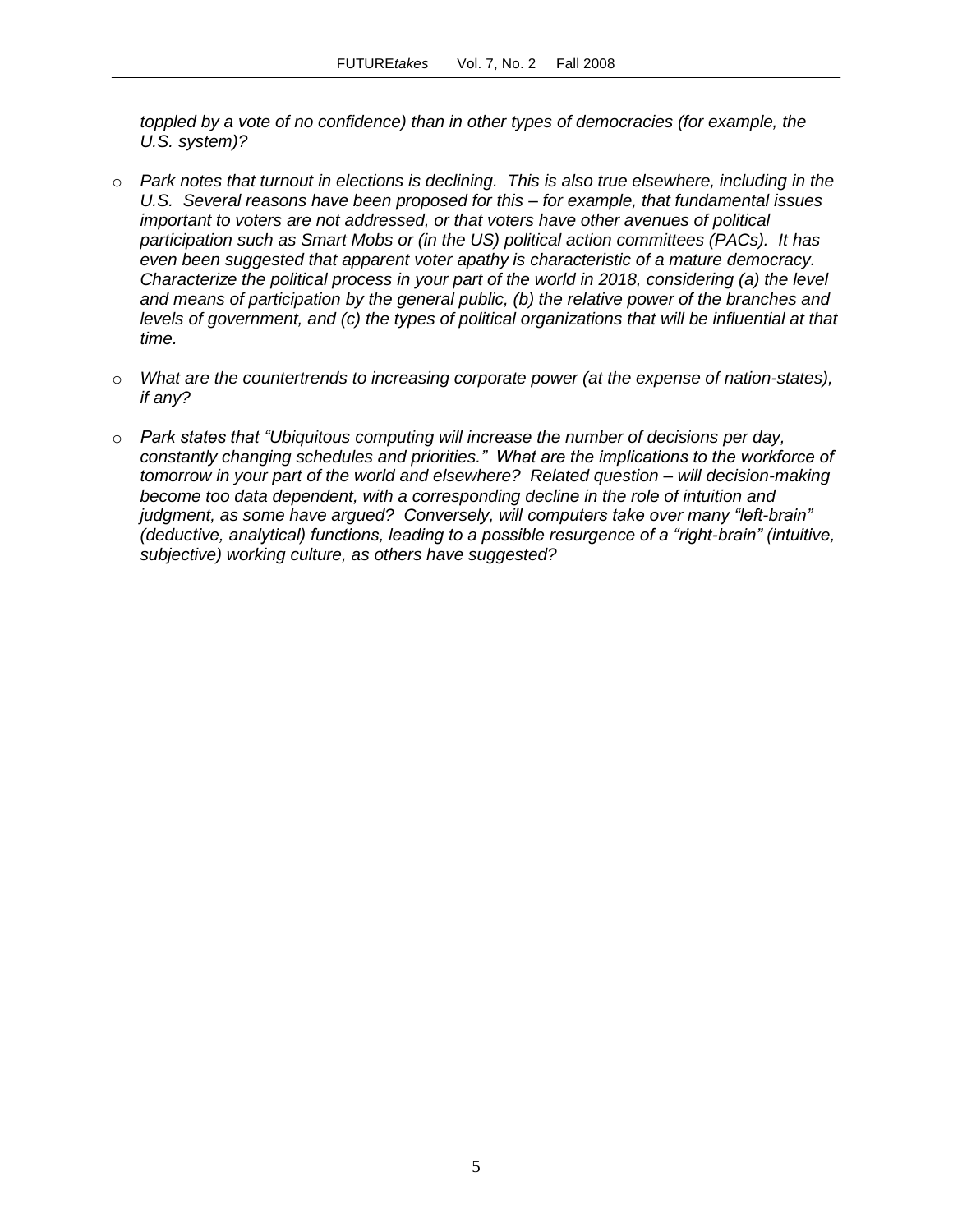*toppled by a vote of no confidence) than in other types of democracies (for example, the U.S. system)?*

- *Park notes that turnout in elections is declining. This is also true elsewhere, including in the U.S. Several reasons have been proposed for this – for example, that fundamental issues important to voters are not addressed, or that voters have other avenues of political participation such as Smart Mobs or (in the US) political action committees (PACs). It has even been suggested that apparent voter apathy is characteristic of a mature democracy. Characterize the political process in your part of the world in 2018, considering (a) the level and means of participation by the general public, (b) the relative power of the branches and levels of government, and (c) the types of political organizations that will be influential at that time.*

- *What are the countertrends to increasing corporate power (at the expense of nation-states), if any?*

- *Park states that "Ubiquitous computing will increase the number of decisions per day, constantly changing schedules and priorities." What are the implications to the workforce of tomorrow in your part of the world and elsewhere? Related question – will decision-making become too data dependent, with a corresponding decline in the role of intuition and judgment, as some have argued? Conversely, will computers take over many "left-brain" (deductive, analytical) functions, leading to a possible resurgence of a "right-brain" (intuitive, subjective) working culture, as others have suggested?*